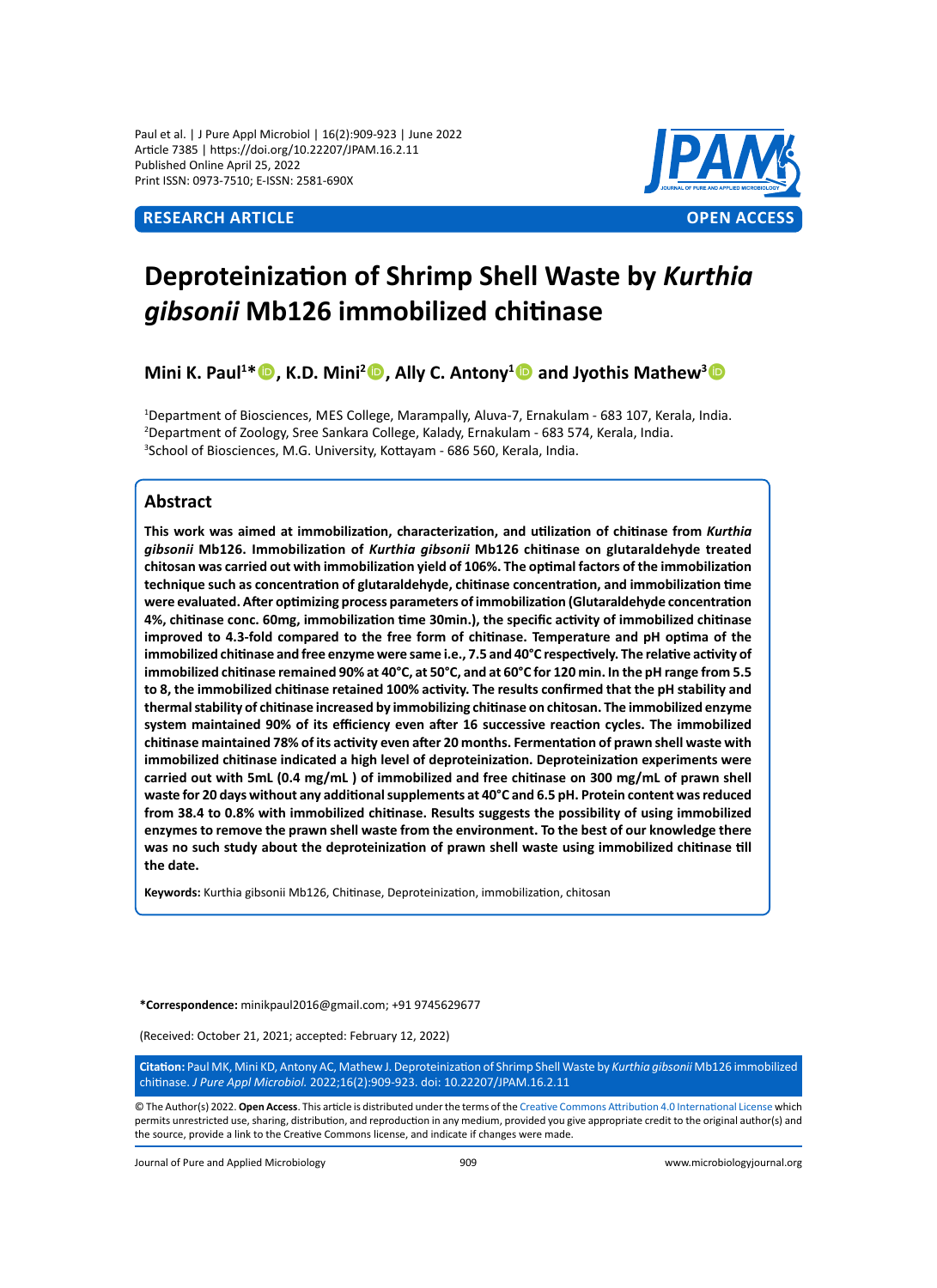Paul et al. | J Pure Appl Microbiol | 16(2):909-923 | June 2022
Article 7385 | https://doi.org/10.22207/JPAM.16.2.11
Published Online April 25, 2022
Print ISSN: 0973-7510; E-ISSN: 2581-690X

**RESEARCH ARTICLE** **OPEN ACCESS**

# Deproteinization of Shrimp Shell Waste by *Kurthia gibsonii* Mb126 immobilized chitinase

**Mini K. Paul[1]*, K.D. Mini[2], Ally C. Antony[1] and Jyothis Mathew[3]**

[1]Department of Biosciences, MES College, Marampally, Aluva-7, Ernakulam - 683 107, Kerala, India.
[2]Department of Zoology, Sree Sankara College, Kalady, Ernakulam - 683 574, Kerala, India.
[3]School of Biosciences, M.G. University, Kottayam - 686 560, Kerala, India.

## Abstract

**This work was aimed at immobilization, characterization, and utilization of chitinase from *Kurthia gibsonii* Mb126. Immobilization of *Kurthia gibsonii* Mb126 chitinase on glutaraldehyde treated chitosan was carried out with immobilization yield of 106%. The optimal factors of the immobilization technique such as concentration of glutaraldehyde, chitinase concentration, and immobilization time were evaluated. After optimizing process parameters of immobilization (Glutaraldehyde concentration 4%, chitinase conc. 60mg, immobilization time 30min.), the specific activity of immobilized chitinase improved to 4.3-fold compared to the free form of chitinase. Temperature and pH optima of the immobilized chitinase and free enzyme were same i.e., 7.5 and 40°C respectively. The relative activity of immobilized chitinase remained 90% at 40°C, at 50°C, and at 60°C for 120 min. In the pH range from 5.5 to 8, the immobilized chitinase retained 100% activity. The results confirmed that the pH stability and thermal stability of chitinase increased by immobilizing chitinase on chitosan. The immobilized enzyme system maintained 90% of its efficiency even after 16 successive reaction cycles. The immobilized chitinase maintained 78% of its activity even after 20 months. Fermentation of prawn shell waste with immobilized chitinase indicated a high level of deproteinization. Deproteinization experiments were carried out with 5mL (0.4 mg/mL ) of immobilized and free chitinase on 300 mg/mL of prawn shell waste for 20 days without any additional supplements at 40°C and 6.5 pH. Protein content was reduced from 38.4 to 0.8% with immobilized chitinase. Results suggests the possibility of using immobilized enzymes to remove the prawn shell waste from the environment. To the best of our knowledge there was no such study about the deproteinization of prawn shell waste using immobilized chitinase till the date.**

**Keywords:** Kurthia gibsonii Mb126, Chitinase, Deproteinization, immobilization, chitosan

**\*Correspondence:** minikpaul2016@gmail.com; +91 9745629677

(Received: October 21, 2021; accepted: February 12, 2022)

**Citation:** Paul MK, Mini KD, Antony AC, Mathew J. Deproteinization of Shrimp Shell Waste by *Kurthia gibsonii* Mb126 immobilized chitinase. *J Pure Appl Microbiol.* 2022;16(2):909-923. doi: 10.22207/JPAM.16.2.11

© The Author(s) 2022. **Open Access**. This article is distributed under the terms of the Creative Commons Attribution 4.0 International License which permits unrestricted use, sharing, distribution, and reproduction in any medium, provided you give appropriate credit to the original author(s) and the source, provide a link to the Creative Commons license, and indicate if changes were made.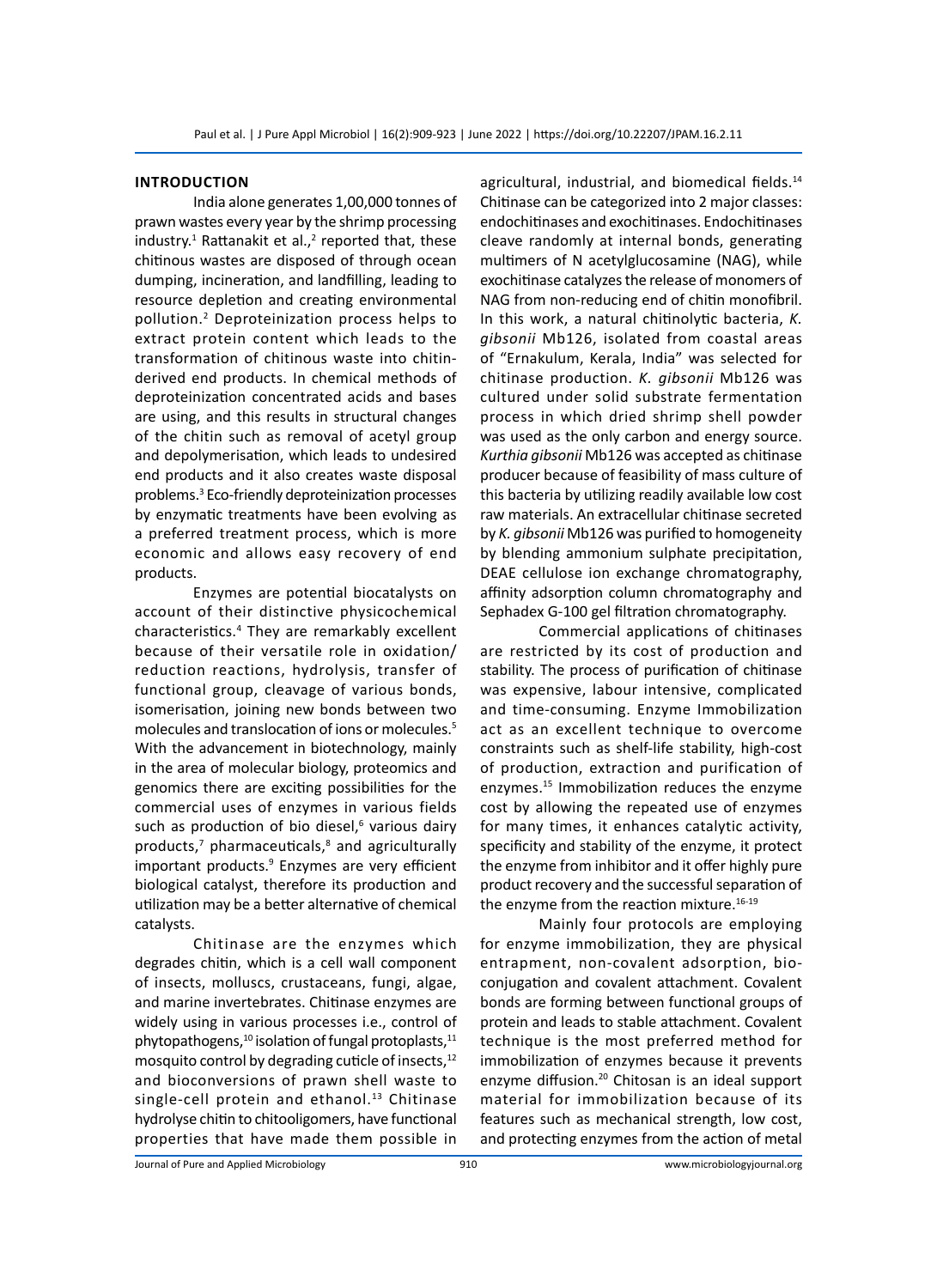## INTRODUCTION

India alone generates 1,00,000 tonnes of prawn wastes every year by the shrimp processing industry.[1] Rattanakit et al.,[2] reported that, these chitinous wastes are disposed of through ocean dumping, incineration, and landfilling, leading to resource depletion and creating environmental pollution.[2] Deproteinization process helps to extract protein content which leads to the transformation of chitinous waste into chitin-derived end products. In chemical methods of deproteinization concentrated acids and bases are using, and this results in structural changes of the chitin such as removal of acetyl group and depolymerisation, which leads to undesired end products and it also creates waste disposal problems.[3] Eco-friendly deproteinization processes by enzymatic treatments have been evolving as a preferred treatment process, which is more economic and allows easy recovery of end products.

Enzymes are potential biocatalysts on account of their distinctive physicochemical characteristics.[4] They are remarkably excellent because of their versatile role in oxidation/reduction reactions, hydrolysis, transfer of functional group, cleavage of various bonds, isomerisation, joining new bonds between two molecules and translocation of ions or molecules.[5] With the advancement in biotechnology, mainly in the area of molecular biology, proteomics and genomics there are exciting possibilities for the commercial uses of enzymes in various fields such as production of bio diesel,[6] various dairy products,[7] pharmaceuticals,[8] and agriculturally important products.[9] Enzymes are very efficient biological catalyst, therefore its production and utilization may be a better alternative of chemical catalysts.

Chitinase are the enzymes which degrades chitin, which is a cell wall component of insects, molluscs, crustaceans, fungi, algae, and marine invertebrates. Chitinase enzymes are widely using in various processes i.e., control of phytopathogens,[10] isolation of fungal protoplasts,[11] mosquito control by degrading cuticle of insects,[12] and bioconversions of prawn shell waste to single-cell protein and ethanol.[13] Chitinase hydrolyse chitin to chitooligomers, have functional properties that have made them possible in agricultural, industrial, and biomedical fields.[14] Chitinase can be categorized into 2 major classes: endochitinases and exochitinases. Endochitinases cleave randomly at internal bonds, generating multimers of N acetylglucosamine (NAG), while exochitinase catalyzes the release of monomers of NAG from non-reducing end of chitin monofibril. In this work, a natural chitinolytic bacteria, *K. gibsonii* Mb126, isolated from coastal areas of "Ernakulum, Kerala, India" was selected for chitinase production. *K. gibsonii* Mb126 was cultured under solid substrate fermentation process in which dried shrimp shell powder was used as the only carbon and energy source. *Kurthia gibsonii* Mb126 was accepted as chitinase producer because of feasibility of mass culture of this bacteria by utilizing readily available low cost raw materials. An extracellular chitinase secreted by *K. gibsonii* Mb126 was purified to homogeneity by blending ammonium sulphate precipitation, DEAE cellulose ion exchange chromatography, affinity adsorption column chromatography and Sephadex G-100 gel filtration chromatography.

Commercial applications of chitinases are restricted by its cost of production and stability. The process of purification of chitinase was expensive, labour intensive, complicated and time-consuming. Enzyme Immobilization act as an excellent technique to overcome constraints such as shelf-life stability, high-cost of production, extraction and purification of enzymes.[15] Immobilization reduces the enzyme cost by allowing the repeated use of enzymes for many times, it enhances catalytic activity, specificity and stability of the enzyme, it protect the enzyme from inhibitor and it offer highly pure product recovery and the successful separation of the enzyme from the reaction mixture.[16-19]

Mainly four protocols are employing for enzyme immobilization, they are physical entrapment, non-covalent adsorption, bio-conjugation and covalent attachment. Covalent bonds are forming between functional groups of protein and leads to stable attachment. Covalent technique is the most preferred method for immobilization of enzymes because it prevents enzyme diffusion.[20] Chitosan is an ideal support material for immobilization because of its features such as mechanical strength, low cost, and protecting enzymes from the action of metal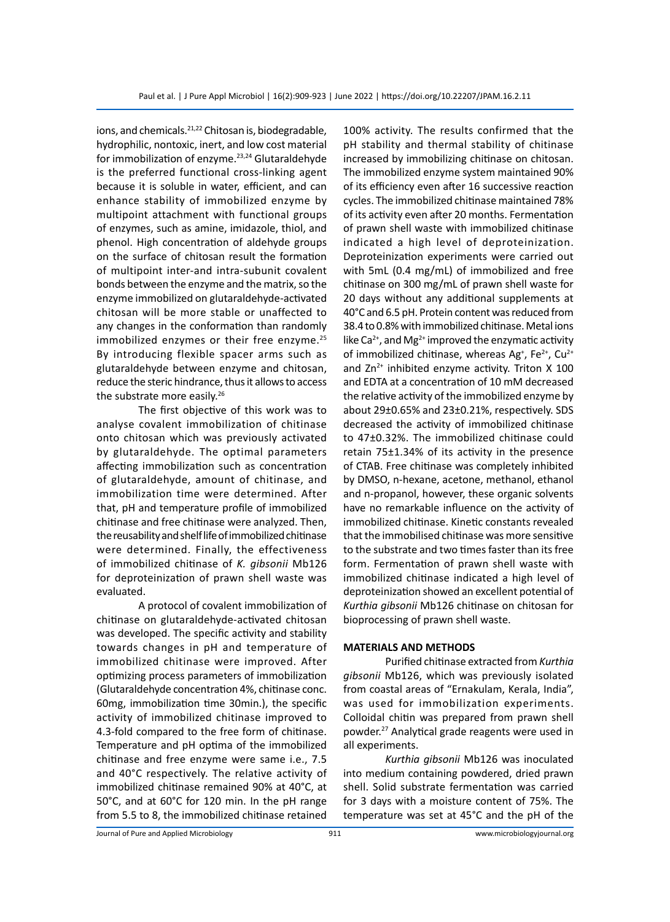ions, and chemicals.[21,22] Chitosan is, biodegradable, hydrophilic, nontoxic, inert, and low cost material for immobilization of enzyme.[23,24] Glutaraldehyde is the preferred functional cross-linking agent because it is soluble in water, efficient, and can enhance stability of immobilized enzyme by multipoint attachment with functional groups of enzymes, such as amine, imidazole, thiol, and phenol. High concentration of aldehyde groups on the surface of chitosan result the formation of multipoint inter-and intra-subunit covalent bonds between the enzyme and the matrix, so the enzyme immobilized on glutaraldehyde-activated chitosan will be more stable or unaffected to any changes in the conformation than randomly immobilized enzymes or their free enzyme.[25] By introducing flexible spacer arms such as glutaraldehyde between enzyme and chitosan, reduce the steric hindrance, thus it allows to access the substrate more easily.[26]

The first objective of this work was to analyse covalent immobilization of chitinase onto chitosan which was previously activated by glutaraldehyde. The optimal parameters affecting immobilization such as concentration of glutaraldehyde, amount of chitinase, and immobilization time were determined. After that, pH and temperature profile of immobilized chitinase and free chitinase were analyzed. Then, the reusability and shelf life of immobilized chitinase were determined. Finally, the effectiveness of immobilized chitinase of *K. gibsonii* Mb126 for deproteinization of prawn shell waste was evaluated.

A protocol of covalent immobilization of chitinase on glutaraldehyde-activated chitosan was developed. The specific activity and stability towards changes in pH and temperature of immobilized chitinase were improved. After optimizing process parameters of immobilization (Glutaraldehyde concentration 4%, chitinase conc. 60mg, immobilization time 30min.), the specific activity of immobilized chitinase improved to 4.3-fold compared to the free form of chitinase. Temperature and pH optima of the immobilized chitinase and free enzyme were same i.e., 7.5 and 40°C respectively. The relative activity of immobilized chitinase remained 90% at 40°C, at 50°C, and at 60°C for 120 min. In the pH range from 5.5 to 8, the immobilized chitinase retained 100% activity. The results confirmed that the pH stability and thermal stability of chitinase increased by immobilizing chitinase on chitosan. The immobilized enzyme system maintained 90% of its efficiency even after 16 successive reaction cycles. The immobilized chitinase maintained 78% of its activity even after 20 months. Fermentation of prawn shell waste with immobilized chitinase indicated a high level of deproteinization. Deproteinization experiments were carried out with 5mL (0.4 mg/mL) of immobilized and free chitinase on 300 mg/mL of prawn shell waste for 20 days without any additional supplements at 40°C and 6.5 pH. Protein content was reduced from 38.4 to 0.8% with immobilized chitinase. Metal ions like $Ca^{2+}$, and $Mg^{2+}$ improved the enzymatic activity of immobilized chitinase, whereas $Ag^{+}$, $Fe^{2+}$, $Cu^{2+}$ and $Zn^{2+}$ inhibited enzyme activity. Triton X 100 and EDTA at a concentration of 10 mM decreased the relative activity of the immobilized enzyme by about 29±0.65% and 23±0.21%, respectively. SDS decreased the activity of immobilized chitinase to 47±0.32%. The immobilized chitinase could retain 75±1.34% of its activity in the presence of CTAB. Free chitinase was completely inhibited by DMSO, n-hexane, acetone, methanol, ethanol and n-propanol, however, these organic solvents have no remarkable influence on the activity of immobilized chitinase. Kinetic constants revealed that the immobilised chitinase was more sensitive to the substrate and two times faster than its free form. Fermentation of prawn shell waste with immobilized chitinase indicated a high level of deproteinization showed an excellent potential of *Kurthia gibsonii* Mb126 chitinase on chitosan for bioprocessing of prawn shell waste.

## MATERIALS AND METHODS

Purified chitinase extracted from *Kurthia gibsonii* Mb126, which was previously isolated from coastal areas of "Ernakulam, Kerala, India", was used for immobilization experiments. Colloidal chitin was prepared from prawn shell powder.[27] Analytical grade reagents were used in all experiments.

*Kurthia gibsonii* Mb126 was inoculated into medium containing powdered, dried prawn shell. Solid substrate fermentation was carried for 3 days with a moisture content of 75%. The temperature was set at 45°C and the pH of the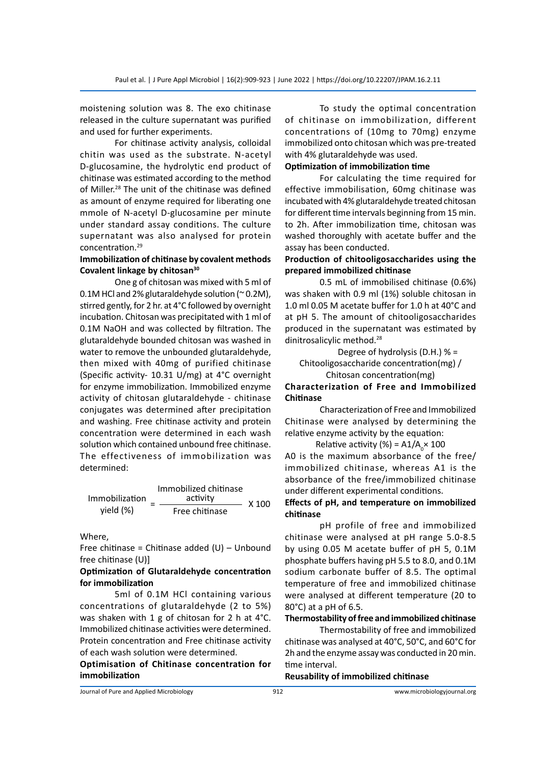moistening solution was 8. The exo chitinase released in the culture supernatant was purified and used for further experiments.

For chitinase activity analysis, colloidal chitin was used as the substrate. N-acetyl D-glucosamine, the hydrolytic end product of chitinase was estimated according to the method of Miller.[28] The unit of the chitinase was defined as amount of enzyme required for liberating one mmole of N-acetyl D-glucosamine per minute under standard assay conditions. The culture supernatant was also analysed for protein concentration.[29]

**Immobilization of chitinase by covalent methods**
**Covalent linkage by chitosan[30]**

One g of chitosan was mixed with 5 ml of 0.1M HCl and 2% glutaraldehyde solution (~ 0.2M), stirred gently, for 2 hr. at 4°C followed by overnight incubation. Chitosan was precipitated with 1 ml of 0.1M NaOH and was collected by filtration. The glutaraldehyde bounded chitosan was washed in water to remove the unbounded glutaraldehyde, then mixed with 40mg of purified chitinase (Specific activity- 10.31 U/mg) at 4°C overnight for enzyme immobilization. Immobilized enzyme activity of chitosan glutaraldehyde - chitinase conjugates was determined after precipitation and washing. Free chitinase activity and protein concentration were determined in each wash solution which contained unbound free chitinase. The effectiveness of immobilization was determined:

$$\text{Immobilization yield (\%)} = \frac{\text{Immobilized chitinase activity}}{\text{Free chitinase}} \times 100$$

Where,

Free chitinase = Chitinase added (U) – Unbound free chitinase (U)]

**Optimization of Glutaraldehyde concentration for immobilization**

5ml of 0.1M HCl containing various concentrations of glutaraldehyde (2 to 5%) was shaken with 1 g of chitosan for 2 h at 4°C. Immobilized chitinase activities were determined. Protein concentration and Free chitinase activity of each wash solution were determined.

**Optimisation of Chitinase concentration for immobilization**

To study the optimal concentration of chitinase on immobilization, different concentrations of (10mg to 70mg) enzyme immobilized onto chitosan which was pre-treated with 4% glutaraldehyde was used.

**Optimization of immobilization time**

For calculating the time required for effective immobilisation, 60mg chitinase was incubated with 4% glutaraldehyde treated chitosan for different time intervals beginning from 15 min. to 2h. After immobilization time, chitosan was washed thoroughly with acetate buffer and the assay has been conducted.

**Production of chitooligosaccharides using the prepared immobilized chitinase**

0.5 mL of immobilised chitinase (0.6%) was shaken with 0.9 ml (1%) soluble chitosan in 1.0 ml 0.05 M acetate buffer for 1.0 h at 40°C and at pH 5. The amount of chitooligosaccharides produced in the supernatant was estimated by dinitrosalicylic method.[28]

$$\text{Degree of hydrolysis (D.H.) \%} = \text{Chitooligosaccharide concentration(mg)} / \text{Chitosan concentration(mg)}$$

**Characterization of Free and Immobilized Chitinase**

Characterization of Free and Immobilized Chitinase were analysed by determining the relative enzyme activity by the equation:

$$\text{Relative activity (\%)} = A1/A_0 \times 100$$

A0 is the maximum absorbance of the free/immobilized chitinase, whereas A1 is the absorbance of the free/immobilized chitinase under different experimental conditions.

**Effects of pH, and temperature on immobilized chitinase**

pH profile of free and immobilized chitinase were analysed at pH range 5.0-8.5 by using 0.05 M acetate buffer of pH 5, 0.1M phosphate buffers having pH 5.5 to 8.0, and 0.1M sodium carbonate buffer of 8.5. The optimal temperature of free and immobilized chitinase were analysed at different temperature (20 to 80°C) at a pH of 6.5.

**Thermostability of free and immobilized chitinase**

Thermostability of free and immobilized chitinase was analysed at 40°C, 50°C, and 60°C for 2h and the enzyme assay was conducted in 20 min. time interval.

**Reusability of immobilized chitinase**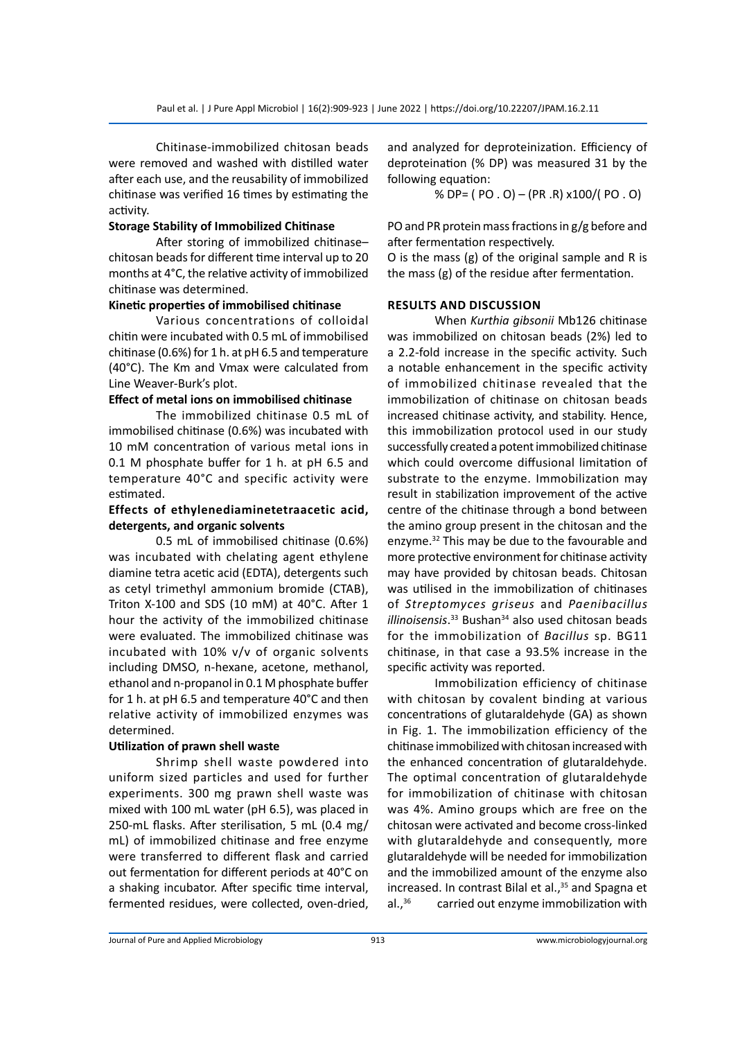Chitinase-immobilized chitosan beads were removed and washed with distilled water after each use, and the reusability of immobilized chitinase was verified 16 times by estimating the activity.

**Storage Stability of Immobilized Chitinase**

After storing of immobilized chitinase–chitosan beads for different time interval up to 20 months at 4°C, the relative activity of immobilized chitinase was determined.

**Kinetic properties of immobilised chitinase**

Various concentrations of colloidal chitin were incubated with 0.5 mL of immobilised chitinase (0.6%) for 1 h. at pH 6.5 and temperature (40°C). The Km and Vmax were calculated from Line Weaver-Burk's plot.

**Effect of metal ions on immobilised chitinase**

The immobilized chitinase 0.5 mL of immobilised chitinase (0.6%) was incubated with 10 mM concentration of various metal ions in 0.1 M phosphate buffer for 1 h. at pH 6.5 and temperature 40°C and specific activity were estimated.

**Effects of ethylenediaminetetraacetic acid, detergents, and organic solvents**

0.5 mL of immobilised chitinase (0.6%) was incubated with chelating agent ethylene diamine tetra acetic acid (EDTA), detergents such as cetyl trimethyl ammonium bromide (CTAB), Triton X-100 and SDS (10 mM) at 40°C. After 1 hour the activity of the immobilized chitinase were evaluated. The immobilized chitinase was incubated with 10% v/v of organic solvents including DMSO, n-hexane, acetone, methanol, ethanol and n-propanol in 0.1 M phosphate buffer for 1 h. at pH 6.5 and temperature 40°C and then relative activity of immobilized enzymes was determined.

**Utilization of prawn shell waste**

Shrimp shell waste powdered into uniform sized particles and used for further experiments. 300 mg prawn shell waste was mixed with 100 mL water (pH 6.5), was placed in 250-mL flasks. After sterilisation, 5 mL (0.4 mg/mL) of immobilized chitinase and free enzyme were transferred to different flask and carried out fermentation for different periods at 40°C on a shaking incubator. After specific time interval, fermented residues, were collected, oven-dried, and analyzed for deproteinization. Efficiency of deproteination (% DP) was measured 31 by the following equation:

$$\% DP = (PO \cdot O) - (PR \cdot R) \times 100 / (PO \cdot O)$$

PO and PR protein mass fractions in g/g before and after fermentation respectively.

O is the mass (g) of the original sample and R is the mass (g) of the residue after fermentation.

## RESULTS AND DISCUSSION

When *Kurthia gibsonii* Mb126 chitinase was immobilized on chitosan beads (2%) led to a 2.2-fold increase in the specific activity. Such a notable enhancement in the specific activity of immobilized chitinase revealed that the immobilization of chitinase on chitosan beads increased chitinase activity, and stability. Hence, this immobilization protocol used in our study successfully created a potent immobilized chitinase which could overcome diffusional limitation of substrate to the enzyme. Immobilization may result in stabilization improvement of the active centre of the chitinase through a bond between the amino group present in the chitosan and the enzyme.[32] This may be due to the favourable and more protective environment for chitinase activity may have provided by chitosan beads. Chitosan was utilised in the immobilization of chitinases of *Streptomyces griseus* and *Paenibacillus illinoisensis*.[33] Bushan[34] also used chitosan beads for the immobilization of *Bacillus* sp. BG11 chitinase, in that case a 93.5% increase in the specific activity was reported.

Immobilization efficiency of chitinase with chitosan by covalent binding at various concentrations of glutaraldehyde (GA) as shown in Fig. 1. The immobilization efficiency of the chitinase immobilized with chitosan increased with the enhanced concentration of glutaraldehyde. The optimal concentration of glutaraldehyde for immobilization of chitinase with chitosan was 4%. Amino groups which are free on the chitosan were activated and become cross-linked with glutaraldehyde and consequently, more glutaraldehyde will be needed for immobilization and the immobilized amount of the enzyme also increased. In contrast Bilal et al.,[35] and Spagna et al.,[36] carried out enzyme immobilization with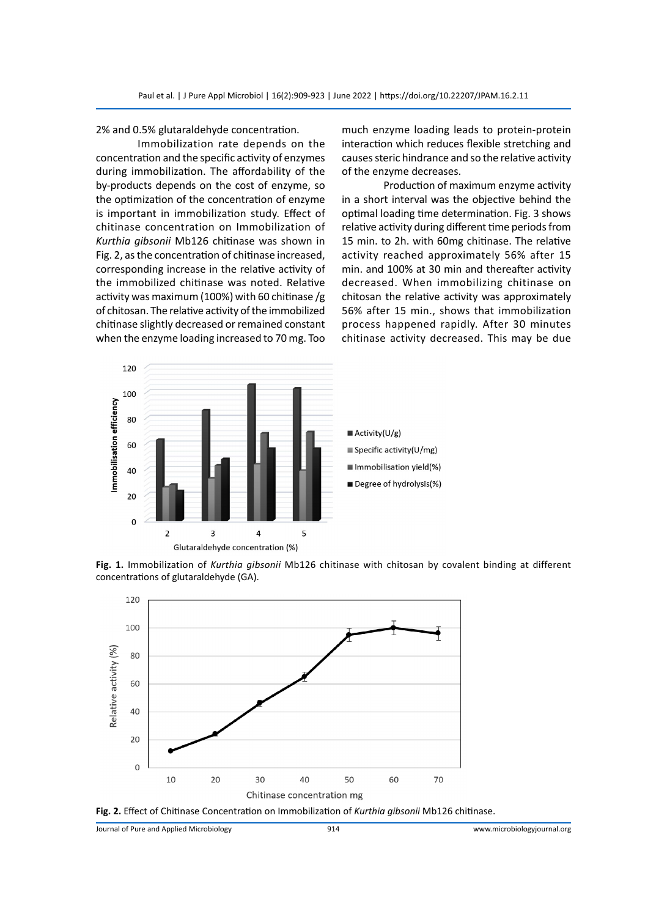2% and 0.5% glutaraldehyde concentration.

Immobilization rate depends on the concentration and the specific activity of enzymes during immobilization. The affordability of the by-products depends on the cost of enzyme, so the optimization of the concentration of enzyme is important in immobilization study. Effect of chitinase concentration on Immobilization of *Kurthia gibsonii* Mb126 chitinase was shown in Fig. 2, as the concentration of chitinase increased, corresponding increase in the relative activity of the immobilized chitinase was noted. Relative activity was maximum (100%) with 60 chitinase /g of chitosan. The relative activity of the immobilized chitinase slightly decreased or remained constant when the enzyme loading increased to 70 mg. Too much enzyme loading leads to protein-protein interaction which reduces flexible stretching and causes steric hindrance and so the relative activity of the enzyme decreases.

Production of maximum enzyme activity in a short interval was the objective behind the optimal loading time determination. Fig. 3 shows relative activity during different time periods from 15 min. to 2h. with 60mg chitinase. The relative activity reached approximately 56% after 15 min. and 100% at 30 min and thereafter activity decreased. When immobilizing chitinase on chitosan the relative activity was approximately 56% after 15 min., shows that immobilization process happened rapidly. After 30 minutes chitinase activity decreased. This may be due

**Fig. 1.** Immobilization of *Kurthia gibsonii* Mb126 chitinase with chitosan by covalent binding at different concentrations of glutaraldehyde (GA).

**Fig. 2.** Effect of Chitinase Concentration on Immobilization of *Kurthia gibsonii* Mb126 chitinase.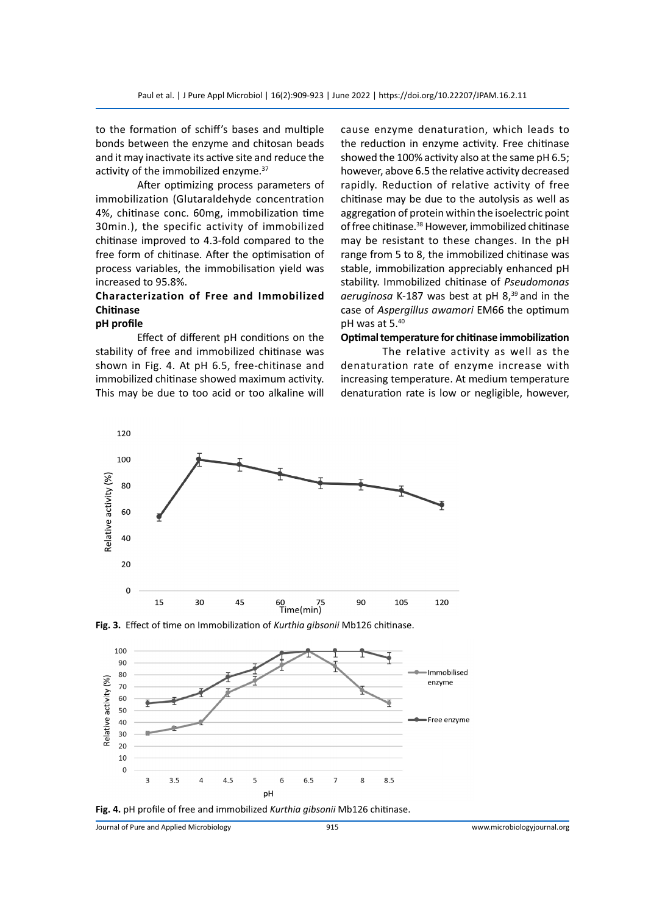to the formation of schiff's bases and multiple bonds between the enzyme and chitosan beads and it may inactivate its active site and reduce the activity of the immobilized enzyme.[37]

After optimizing process parameters of immobilization (Glutaraldehyde concentration 4%, chitinase conc. 60mg, immobilization time 30min.), the specific activity of immobilized chitinase improved to 4.3-fold compared to the free form of chitinase. After the optimisation of process variables, the immobilisation yield was increased to 95.8%.

### Characterization of Free and Immobilized Chitinase

#### pH profile

Effect of different pH conditions on the stability of free and immobilized chitinase was shown in Fig. 4. At pH 6.5, free-chitinase and immobilized chitinase showed maximum activity. This may be due to too acid or too alkaline will cause enzyme denaturation, which leads to the reduction in enzyme activity. Free chitinase showed the 100% activity also at the same pH 6.5; however, above 6.5 the relative activity decreased rapidly. Reduction of relative activity of free chitinase may be due to the autolysis as well as aggregation of protein within the isoelectric point of free chitinase.[38] However, immobilized chitinase may be resistant to these changes. In the pH range from 5 to 8, the immobilized chitinase was stable, immobilization appreciably enhanced pH stability. Immobilized chitinase of *Pseudomonas aeruginosa* K-187 was best at pH 8,[39] and in the case of *Aspergillus awamori* EM66 the optimum pH was at 5.[40]

#### Optimal temperature for chitinase immobilization

The relative activity as well as the denaturation rate of enzyme increase with increasing temperature. At medium temperature denaturation rate is low or negligible, however,

**Fig. 3.** Effect of time on Immobilization of *Kurthia gibsonii* Mb126 chitinase.

**Fig. 4.** pH profile of free and immobilized *Kurthia gibsonii* Mb126 chitinase.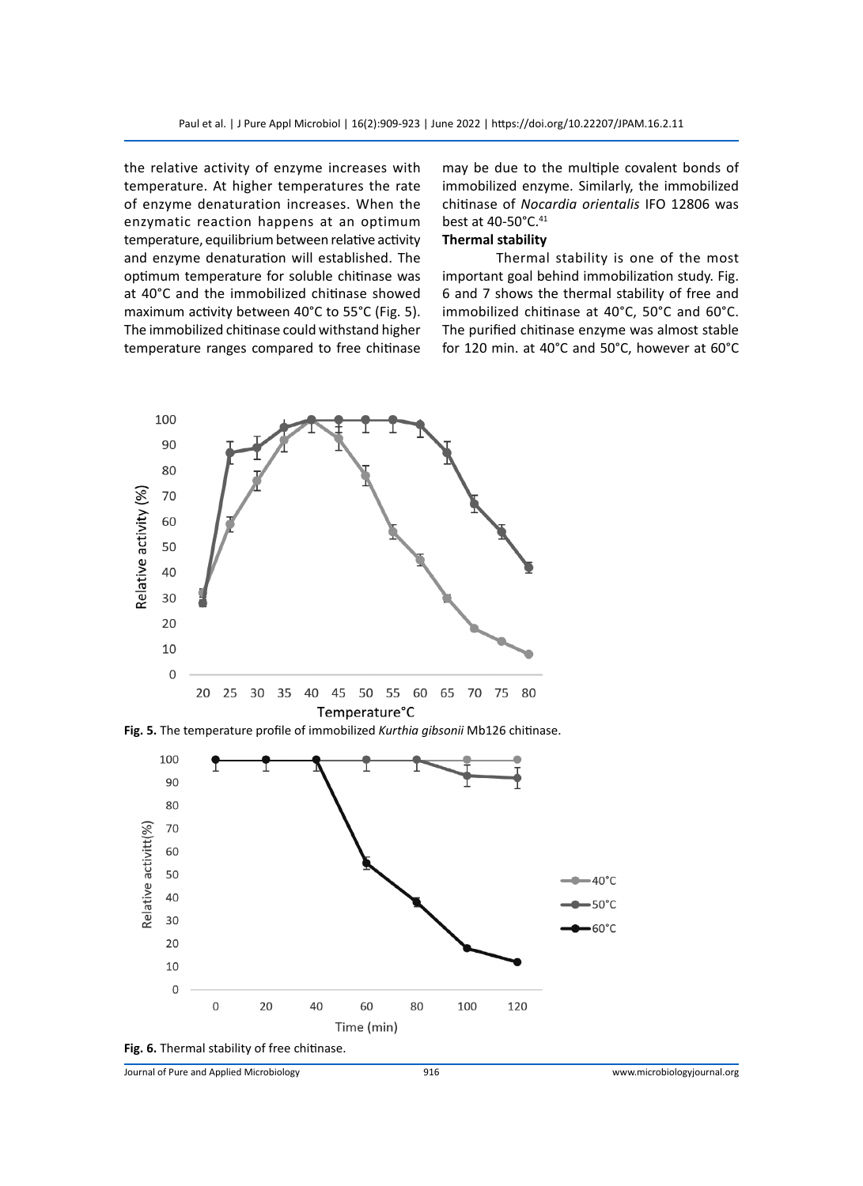the relative activity of enzyme increases with temperature. At higher temperatures the rate of enzyme denaturation increases. When the enzymatic reaction happens at an optimum temperature, equilibrium between relative activity and enzyme denaturation will established. The optimum temperature for soluble chitinase was at 40°C and the immobilized chitinase showed maximum activity between 40°C to 55°C (Fig. 5). The immobilized chitinase could withstand higher temperature ranges compared to free chitinase may be due to the multiple covalent bonds of immobilized enzyme. Similarly, the immobilized chitinase of *Nocardia orientalis* IFO 12806 was best at 40-50°C.[41]

**Thermal stability**

Thermal stability is one of the most important goal behind immobilization study. Fig. 6 and 7 shows the thermal stability of free and immobilized chitinase at 40°C, 50°C and 60°C. The purified chitinase enzyme was almost stable for 120 min. at 40°C and 50°C, however at 60°C

**Fig. 5.** The temperature profile of immobilized *Kurthia gibsonii* Mb126 chitinase.

**Fig. 6.** Thermal stability of free chitinase.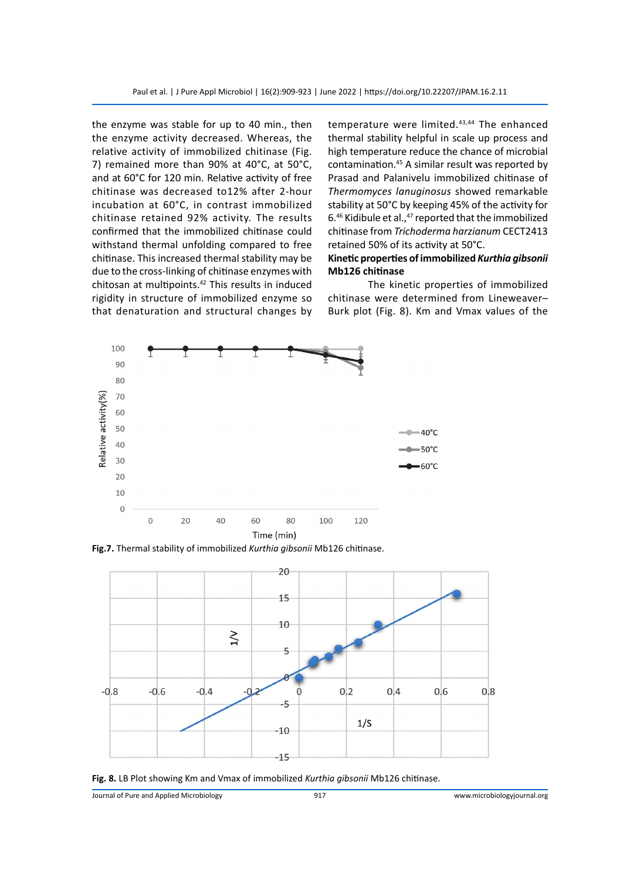the enzyme was stable for up to 40 min., then the enzyme activity decreased. Whereas, the relative activity of immobilized chitinase (Fig. 7) remained more than 90% at 40°C, at 50°C, and at 60°C for 120 min. Relative activity of free chitinase was decreased to12% after 2-hour incubation at 60°C, in contrast immobilized chitinase retained 92% activity. The results confirmed that the immobilized chitinase could withstand thermal unfolding compared to free chitinase. This increased thermal stability may be due to the cross-linking of chitinase enzymes with chitosan at multipoints.[42] This results in induced rigidity in structure of immobilized enzyme so that denaturation and structural changes by temperature were limited.[43,44] The enhanced thermal stability helpful in scale up process and high temperature reduce the chance of microbial contamination.[45] A similar result was reported by Prasad and Palanivelu immobilized chitinase of *Thermomyces lanuginosus* showed remarkable stability at 50°C by keeping 45% of the activity for 6.[46] Kidibule et al.,[47] reported that the immobilized chitinase from *Trichoderma harzianum* CECT2413 retained 50% of its activity at 50°C.

**Kinetic properties of immobilized *Kurthia gibsonii* Mb126 chitinase**

The kinetic properties of immobilized chitinase were determined from Lineweaver–Burk plot (Fig. 8). Km and Vmax values of the

**Fig.7.** Thermal stability of immobilized *Kurthia gibsonii* Mb126 chitinase.

**Fig. 8.** LB Plot showing Km and Vmax of immobilized *Kurthia gibsonii* Mb126 chitinase.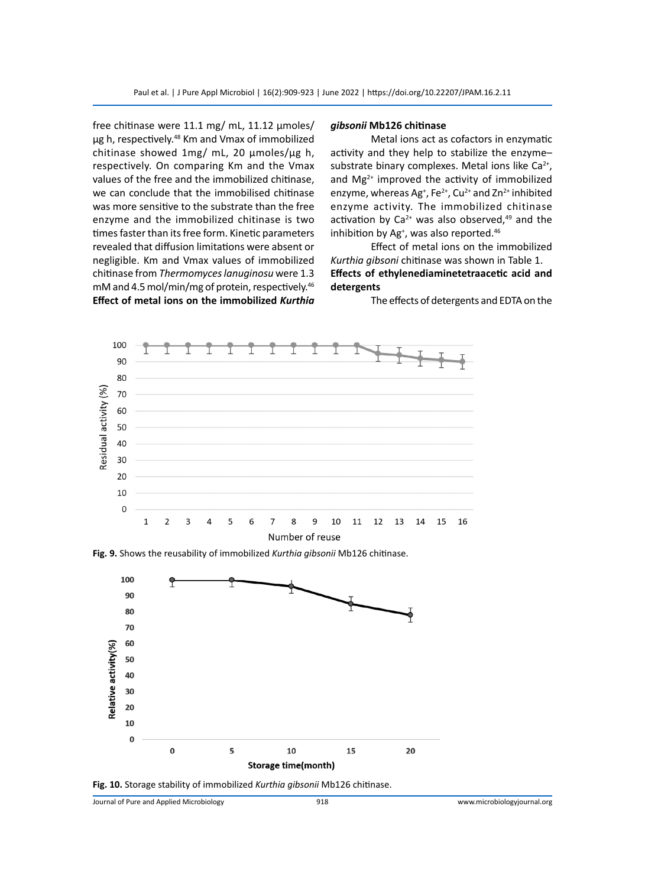free chitinase were 11.1 mg/ mL, 11.12 µmoles/ µg h, respectively.[48] Km and Vmax of immobilized chitinase showed 1mg/ mL, 20 µmoles/µg h, respectively. On comparing Km and the Vmax values of the free and the immobilized chitinase, we can conclude that the immobilised chitinase was more sensitive to the substrate than the free enzyme and the immobilized chitinase is two times faster than its free form. Kinetic parameters revealed that diffusion limitations were absent or negligible. Km and Vmax values of immobilized chitinase from *Thermomyces lanuginosu* were 1.3 mM and 4.5 mol/min/mg of protein, respectively.[46]

**Effect of metal ions on the immobilized *Kurthia gibsonii* Mb126 chitinase**

Metal ions act as cofactors in enzymatic activity and they help to stabilize the enzyme–substrate binary complexes. Metal ions like $Ca^{2+}$, and $Mg^{2+}$ improved the activity of immobilized enzyme, whereas $Ag^{+}$, $Fe^{2+}$, $Cu^{2+}$ and $Zn^{2+}$ inhibited enzyme activity. The immobilized chitinase activation by $Ca^{2+}$ was also observed,[49] and the inhibition by $Ag^{+}$, was also reported.[46]

Effect of metal ions on the immobilized *Kurthia gibsoni* chitinase was shown in Table 1.

**Effects of ethylenediaminetetraacetic acid and detergents**

The effects of detergents and EDTA on the

Fig. 9. Shows the reusability of immobilized *Kurthia gibsonii* Mb126 chitinase.

Fig. 10. Storage stability of immobilized *Kurthia gibsonii* Mb126 chitinase.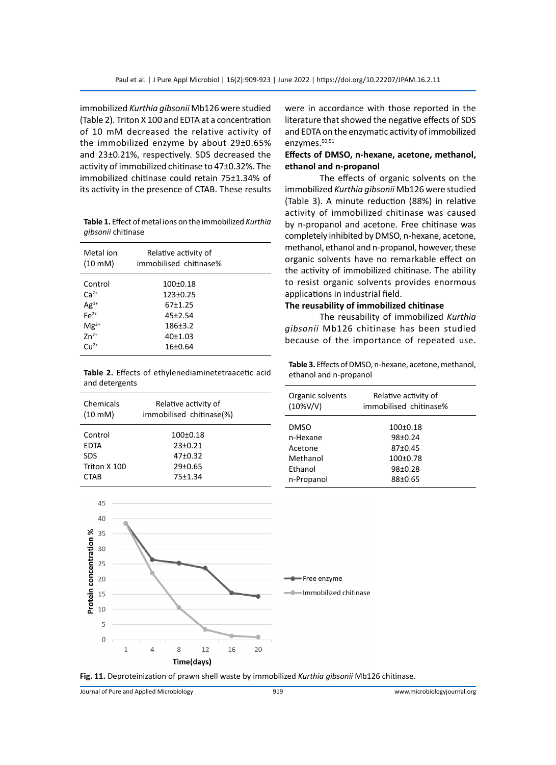immobilized *Kurthia gibsonii* Mb126 were studied (Table 2). Triton X 100 and EDTA at a concentration of 10 mM decreased the relative activity of the immobilized enzyme by about 29±0.65% and 23±0.21%, respectively. SDS decreased the activity of immobilized chitinase to 47±0.32%. The immobilized chitinase could retain 75±1.34% of its activity in the presence of CTAB. These results were in accordance with those reported in the literature that showed the negative effects of SDS and EDTA on the enzymatic activity of immobilized enzymes.[50,51]

**Table 1.** Effect of metal ions on the immobilized *Kurthia gibsonii* chitinase

| Metal ion (10 mM) | Relative activity of immobilised chitinase% |
|---|---|
| Control | 100±0.18 |
| $Ca^{2+}$ | 123±0.25 |
| $Ag^{1+}$ | 67±1.25 |
| $Fe^{2+}$ | 45±2.54 |
| $Mg^{2+}$ | 186±3.2 |
| $Zn^{2+}$ | 40±1.03 |
| $Cu^{2+}$ | 16±0.64 |

**Table 2.** Effects of ethylenediaminetetraacetic acid and detergents

| Chemicals (10 mM) | Relative activity of immobilised chitinase(%) |
|---|---|
| Control | 100±0.18 |
| EDTA | 23±0.21 |
| SDS | 47±0.32 |
| Triton X 100 | 29±0.65 |
| CTAB | 75±1.34 |

### Effects of DMSO, n-hexane, acetone, methanol, ethanol and n-propanol

The effects of organic solvents on the immobilized *Kurthia gibsonii* Mb126 were studied (Table 3). A minute reduction (88%) in relative activity of immobilized chitinase was caused by n-propanol and acetone. Free chitinase was completely inhibited by DMSO, n-hexane, acetone, methanol, ethanol and n-propanol, however, these organic solvents have no remarkable effect on the activity of immobilized chitinase. The ability to resist organic solvents provides enormous applications in industrial field.

### The reusability of immobilized chitinase

The reusability of immobilized *Kurthia gibsonii* Mb126 chitinase has been studied because of the importance of repeated use.

**Table 3.** Effects of DMSO, n-hexane, acetone, methanol, ethanol and n-propanol

| Organic solvents (10%V/V) | Relative activity of immobilised chitinase% |
|---|---|
| DMSO | 100±0.18 |
| n-Hexane | 98±0.24 |
| Acetone | 87±0.45 |
| Methanol | 100±0.78 |
| Ethanol | 98±0.28 |
| n-Propanol | 88±0.65 |

**Fig. 11.** Deproteinization of prawn shell waste by immobilized *Kurthia gibsonii* Mb126 chitinase.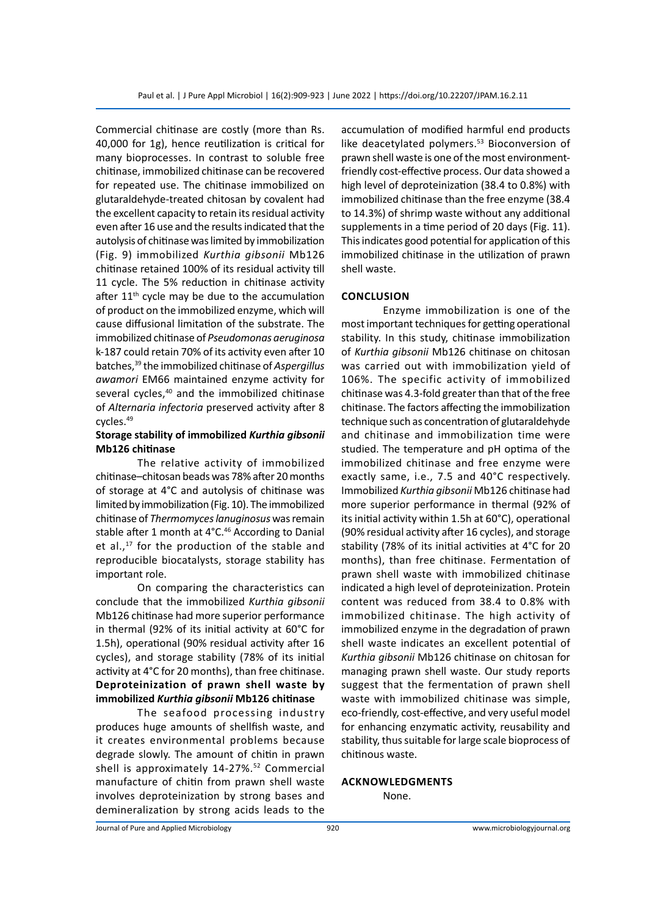Commercial chitinase are costly (more than Rs. 40,000 for 1g), hence reutilization is critical for many bioprocesses. In contrast to soluble free chitinase, immobilized chitinase can be recovered for repeated use. The chitinase immobilized on glutaraldehyde-treated chitosan by covalent had the excellent capacity to retain its residual activity even after 16 use and the results indicated that the autolysis of chitinase was limited by immobilization (Fig. 9) immobilized *Kurthia gibsonii* Mb126 chitinase retained 100% of its residual activity till 11 cycle. The 5% reduction in chitinase activity after 11th cycle may be due to the accumulation of product on the immobilized enzyme, which will cause diffusional limitation of the substrate. The immobilized chitinase of *Pseudomonas aeruginosa* k-187 could retain 70% of its activity even after 10 batches,[39] the immobilized chitinase of *Aspergillus awamori* EM66 maintained enzyme activity for several cycles,[40] and the immobilized chitinase of *Alternaria infectoria* preserved activity after 8 cycles.[49]

### Storage stability of immobilized *Kurthia gibsonii* Mb126 chitinase

The relative activity of immobilized chitinase–chitosan beads was 78% after 20 months of storage at 4°C and autolysis of chitinase was limited by immobilization (Fig. 10). The immobilized chitinase of *Thermomyces lanuginosus* was remain stable after 1 month at 4°C.[46] According to Danial et al.,[17] for the production of the stable and reproducible biocatalysts, storage stability has important role.

On comparing the characteristics can conclude that the immobilized *Kurthia gibsonii* Mb126 chitinase had more superior performance in thermal (92% of its initial activity at 60°C for 1.5h), operational (90% residual activity after 16 cycles), and storage stability (78% of its initial activity at 4°C for 20 months), than free chitinase.

### Deproteinization of prawn shell waste by immobilized *Kurthia gibsonii* Mb126 chitinase

The seafood processing industry produces huge amounts of shellfish waste, and it creates environmental problems because degrade slowly. The amount of chitin in prawn shell is approximately 14-27%.[52] Commercial manufacture of chitin from prawn shell waste involves deproteinization by strong bases and demineralization by strong acids leads to the accumulation of modified harmful end products like deacetylated polymers.[53] Bioconversion of prawn shell waste is one of the most environment-friendly cost-effective process. Our data showed a high level of deproteinization (38.4 to 0.8%) with immobilized chitinase than the free enzyme (38.4 to 14.3%) of shrimp waste without any additional supplements in a time period of 20 days (Fig. 11). This indicates good potential for application of this immobilized chitinase in the utilization of prawn shell waste.

## CONCLUSION

Enzyme immobilization is one of the most important techniques for getting operational stability. In this study, chitinase immobilization of *Kurthia gibsonii* Mb126 chitinase on chitosan was carried out with immobilization yield of 106%. The specific activity of immobilized chitinase was 4.3-fold greater than that of the free chitinase. The factors affecting the immobilization technique such as concentration of glutaraldehyde and chitinase and immobilization time were studied. The temperature and pH optima of the immobilized chitinase and free enzyme were exactly same, i.e., 7.5 and 40°C respectively. Immobilized *Kurthia gibsonii* Mb126 chitinase had more superior performance in thermal (92% of its initial activity within 1.5h at 60°C), operational (90% residual activity after 16 cycles), and storage stability (78% of its initial activities at 4°C for 20 months), than free chitinase. Fermentation of prawn shell waste with immobilized chitinase indicated a high level of deproteinization. Protein content was reduced from 38.4 to 0.8% with immobilized chitinase. The high activity of immobilized enzyme in the degradation of prawn shell waste indicates an excellent potential of *Kurthia gibsonii* Mb126 chitinase on chitosan for managing prawn shell waste. Our study reports suggest that the fermentation of prawn shell waste with immobilized chitinase was simple, eco-friendly, cost-effective, and very useful model for enhancing enzymatic activity, reusability and stability, thus suitable for large scale bioprocess of chitinous waste.

## ACKNOWLEDGMENTS

None.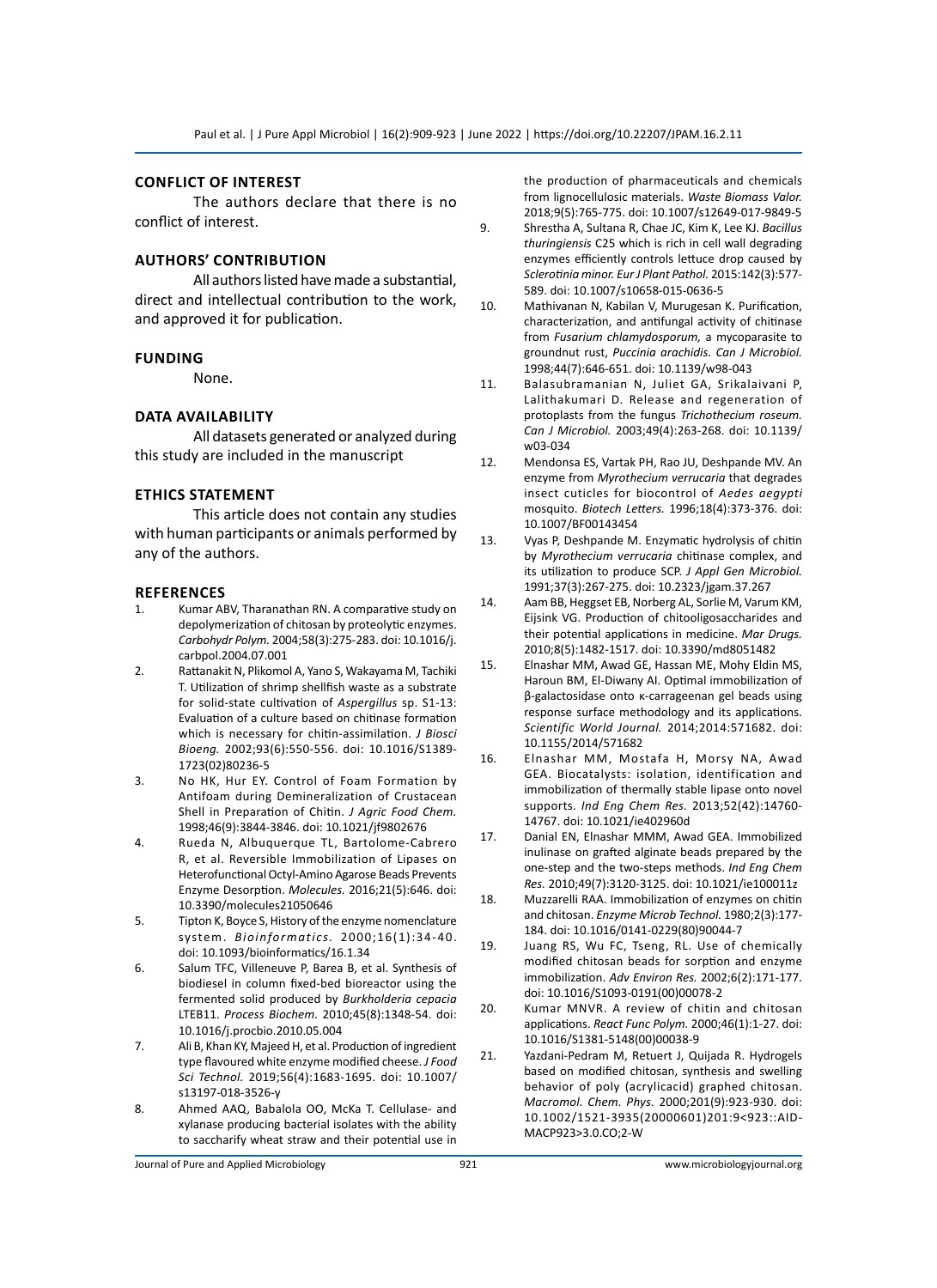## CONFLICT OF INTEREST

The authors declare that there is no conflict of interest.

## AUTHORS' CONTRIBUTION

All authors listed have made a substantial, direct and intellectual contribution to the work, and approved it for publication.

## FUNDING

None.

## DATA AVAILABILITY

All datasets generated or analyzed during this study are included in the manuscript

## ETHICS STATEMENT

This article does not contain any studies with human participants or animals performed by any of the authors.

## REFERENCES

1. Kumar ABV, Tharanathan RN. A comparative study on depolymerization of chitosan by proteolytic enzymes. *Carbohydr Polym.* 2004;58(3):275-283. doi: 10.1016/j.carbpol.2004.07.001
2. Rattanakit N, Plikomol A, Yano S, Wakayama M, Tachiki T. Utilization of shrimp shellfish waste as a substrate for solid-state cultivation of *Aspergillus* sp. S1-13: Evaluation of a culture based on chitinase formation which is necessary for chitin-assimilation. *J Biosci Bioeng.* 2002;93(6):550-556. doi: 10.1016/S1389-1723(02)80236-5
3. No HK, Hur EY. Control of Foam Formation by Antifoam during Demineralization of Crustacean Shell in Preparation of Chitin. *J Agric Food Chem.* 1998;46(9):3844-3846. doi: 10.1021/jf9802676
4. Rueda N, Albuquerque TL, Bartolome-Cabrero R, et al. Reversible Immobilization of Lipases on Heterofunctional Octyl-Amino Agarose Beads Prevents Enzyme Desorption. *Molecules.* 2016;21(5):646. doi: 10.3390/molecules21050646
5. Tipton K, Boyce S, History of the enzyme nomenclature system. *Bioinformatics.* 2000;16(1):34-40. doi: 10.1093/bioinformatics/16.1.34
6. Salum TFC, Villeneuve P, Barea B, et al. Synthesis of biodiesel in column fixed-bed bioreactor using the fermented solid produced by *Burkholderia cepacia* LTEB11. *Process Biochem.* 2010;45(8):1348-54. doi: 10.1016/j.procbio.2010.05.004
7. Ali B, Khan KY, Majeed H, et al. Production of ingredient type flavoured white enzyme modified cheese. *J Food Sci Technol.* 2019;56(4):1683-1695. doi: 10.1007/s13197-018-3526-y
8. Ahmed AAQ, Babalola OO, McKa T. Cellulase- and xylanase producing bacterial isolates with the ability to saccharify wheat straw and their potential use in the production of pharmaceuticals and chemicals from lignocellulosic materials. *Waste Biomass Valor.* 2018;9(5):765-775. doi: 10.1007/s12649-017-9849-5
9. Shrestha A, Sultana R, Chae JC, Kim K, Lee KJ. *Bacillus thuringiensis* C25 which is rich in cell wall degrading enzymes efficiently controls lettuce drop caused by *Sclerotinia minor. Eur J Plant Pathol.* 2015:142(3):577-589. doi: 10.1007/s10658-015-0636-5
10. Mathivanan N, Kabilan V, Murugesan K. Purification, characterization, and antifungal activity of chitinase from *Fusarium chlamydosporum,* a mycoparasite to groundnut rust, *Puccinia arachidis. Can J Microbiol.* 1998;44(7):646-651. doi: 10.1139/w98-043
11. Balasubramanian N, Juliet GA, Srikalaivani P, Lalithakumari D. Release and regeneration of protoplasts from the fungus *Trichothecium roseum. Can J Microbiol.* 2003;49(4):263-268. doi: 10.1139/w03-034
12. Mendonsa ES, Vartak PH, Rao JU, Deshpande MV. An enzyme from *Myrothecium verrucaria* that degrades insect cuticles for biocontrol of *Aedes aegypti* mosquito. *Biotech Letters.* 1996;18(4):373-376. doi: 10.1007/BF00143454
13. Vyas P, Deshpande M. Enzymatic hydrolysis of chitin by *Myrothecium verrucaria* chitinase complex, and its utilization to produce SCP. *J Appl Gen Microbiol.* 1991;37(3):267-275. doi: 10.2323/jgam.37.267
14. Aam BB, Heggset EB, Norberg AL, Sorlie M, Varum KM, Eijsink VG. Production of chitooligosaccharides and their potential applications in medicine. *Mar Drugs.* 2010;8(5):1482-1517. doi: 10.3390/md8051482
15. Elnashar MM, Awad GE, Hassan ME, Mohy Eldin MS, Haroun BM, El-Diwany AI. Optimal immobilization of β-galactosidase onto κ-carrageenan gel beads using response surface methodology and its applications. *Scientific World Journal.* 2014;2014:571682. doi: 10.1155/2014/571682
16. Elnashar MM, Mostafa H, Morsy NA, Awad GEA. Biocatalysts: isolation, identification and immobilization of thermally stable lipase onto novel supports. *Ind Eng Chem Res.* 2013;52(42):14760-14767. doi: 10.1021/ie402960d
17. Danial EN, Elnashar MMM, Awad GEA. Immobilized inulinase on grafted alginate beads prepared by the one-step and the two-steps methods. *Ind Eng Chem Res.* 2010;49(7):3120-3125. doi: 10.1021/ie100011z
18. Muzzarelli RAA. Immobilization of enzymes on chitin and chitosan. *Enzyme Microb Technol.* 1980;2(3):177-184. doi: 10.1016/0141-0229(80)90044-7
19. Juang RS, Wu FC, Tseng, RL. Use of chemically modified chitosan beads for sorption and enzyme immobilization. *Adv Environ Res.* 2002;6(2):171-177. doi: 10.1016/S1093-0191(00)00078-2
20. Kumar MNVR. A review of chitin and chitosan applications. *React Func Polym.* 2000;46(1):1-27. doi: 10.1016/S1381-5148(00)00038-9
21. Yazdani-Pedram M, Retuert J, Quijada R. Hydrogels based on modified chitosan, synthesis and swelling behavior of poly (acrylicacid) graphed chitosan. *Macromol. Chem. Phys.* 2000;201(9):923-930. doi: 10.1002/1521-3935(20000601)201:9<923::AID-MACP923>3.0.CO;2-W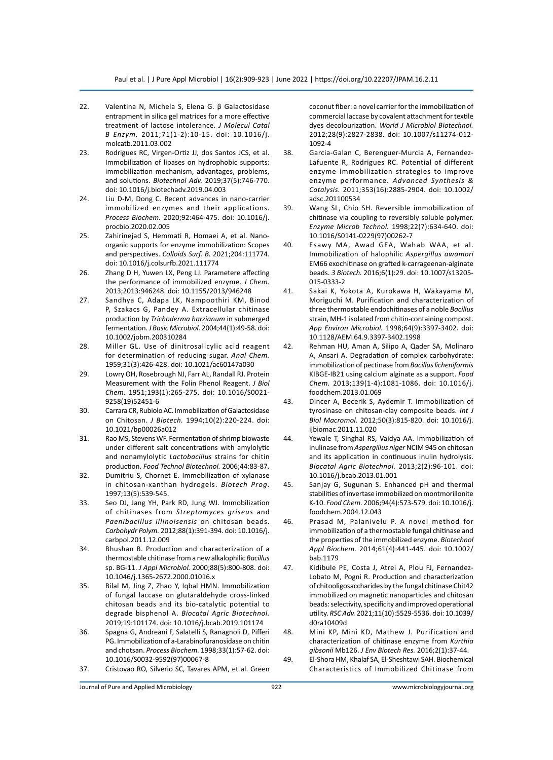22. Valentina N, Michela S, Elena G. β Galactosidase entrapment in silica gel matrices for a more effective treatment of lactose intolerance. *J Molecul Catal B Enzym.* 2011;71(1-2):10-15. doi: 10.1016/j.molcatb.2011.03.002
23. Rodrigues RC, Virgen-Ortiz JJ, dos Santos JCS, et al. Immobilization of lipases on hydrophobic supports: immobilization mechanism, advantages, problems, and solutions. *Biotechnol Adv.* 2019;37(5):746-770. doi: 10.1016/j.biotechadv.2019.04.003
24. Liu D-M, Dong C. Recent advances in nano-carrier immobilized enzymes and their applications. *Process Biochem.* 2020;92:464-475. doi: 10.1016/j.procbio.2020.02.005
25. Zahirinejad S, Hemmati R, Homaei A, et al. Nano-organic supports for enzyme immobilization: Scopes and perspectives. *Colloids Surf. B.* 2021;204:111774. doi: 10.1016/j.colsurfb.2021.111774
26. Zhang D H, Yuwen LX, Peng LJ. Parametere affecting the performance of immobilized enzyme. *J Chem.* 2013;2013:946248. doi: 10.1155/2013/946248
27. Sandhya C, Adapa LK, Nampoothiri KM, Binod P, Szakacs G, Pandey A. Extracellular chitinase production by *Trichoderma harzianum* in submerged fermentation. *J Basic Microbiol.* 2004;44(1):49-58. doi: 10.1002/jobm.200310284
28. Miller GL. Use of dinitrosalicylic acid reagent for determination of reducing sugar. *Anal Chem.* 1959;31(3):426-428. doi: 10.1021/ac60147a030
29. Lowry OH, Rosebrough NJ, Farr AL, Randall RJ. Protein Measurement with the Folin Phenol Reagent. *J Biol Chem.* 1951;193(1):265-275. doi: 10.1016/S0021-9258(19)52451-6
30. Carrara CR, Rubiolo AC. Immobilization of Galactosidase on Chitosan. *J Biotech.* 1994;10(2):220-224. doi: 10.1021/bp00026a012
31. Rao MS, Stevens WF. Fermentation of shrimp biowaste under different salt concentrations with amylolytic and nonamylolytic *Lactobacillus* strains for chitin production. *Food Technol Biotechnol.* 2006;44:83-87.
32. Dumitriu S, Chornet E. Immobilization of xylanase in chitosan-xanthan hydrogels. *Biotech Prog.* 1997;13(5):539-545.
33. Seo DJ, Jang YH, Park RD, Jung WJ. Immobilization of chitinases from *Streptomyces griseus* and *Paenibacillus illinoisensis* on chitosan beads. *Carbohydr Polym.* 2012;88(1):391-394. doi: 10.1016/j.carbpol.2011.12.009
34. Bhushan B. Production and characterization of a thermostable chitinase from a new alkalophilic *Bacillus* sp. BG-11. *J Appl Microbiol.* 2000;88(5):800-808. doi: 10.1046/j.1365-2672.2000.01016.x
35. Bilal M, Jing Z, Zhao Y, Iqbal HMN. Immobilization of fungal laccase on glutaraldehyde cross-linked chitosan beads and its bio-catalytic potential to degrade bisphenol A. *Biocatal Agric Biotechnol.* 2019;19:101174. doi: 10.1016/j.bcab.2019.101174
36. Spagna G, Andreani F, Salatelli S, Ranagnoli D, Pifferi PG. Immobilization of a-Larabinofuranosidase on chitin and chotsan. *Process Biochem.* 1998;33(1):57-62. doi: 10.1016/S0032-9592(97)00067-8
37. Cristovao RO, Silverio SC, Tavares APM, et al. Green coconut fiber: a novel carrier for the immobilization of commercial laccase by covalent attachment for textile dyes decolourization. *World J Microbiol Biotechnol.* 2012;28(9):2827-2838. doi: 10.1007/s11274-012-1092-4
38. Garcia-Galan C, Berenguer-Murcia A, Fernandez-Lafuente R, Rodrigues RC. Potential of different enzyme immobilization strategies to improve enzyme performance. *Advanced Synthesis & Catalysis.* 2011;353(16):2885-2904. doi: 10.1002/adsc.201100534
39. Wang SL, Chio SH. Reversible immobilization of chitinase via coupling to reversibly soluble polymer. *Enzyme Microb Technol.* 1998;22(7):634-640. doi: 10.1016/S0141-0229(97)00262-7
40. Esawy MA, Awad GEA, Wahab WAA, et al. Immobilization of halophilic *Aspergillus awamori* EM66 exochitinase on grafted k-carrageenan-alginate beads. *3 Biotech.* 2016;6(1):29. doi: 10.1007/s13205-015-0333-2
41. Sakai K, Yokota A, Kurokawa H, Wakayama M, Moriguchi M. Purification and characterization of three thermostable endochitinases of a noble *Bacillus* strain, MH-1 isolated from chitin-containing compost. *App Environ Microbiol.* 1998;64(9):3397-3402. doi: 10.1128/AEM.64.9.3397-3402.1998
42. Rehman HU, Aman A, Silipo A, Qader SA, Molinaro A, Ansari A. Degradation of complex carbohydrate: immobilization of pectinase from *Bacillus licheniformis* KIBGE-IB21 using calcium alginate as a support. *Food Chem.* 2013;139(1-4):1081-1086. doi: 10.1016/j.foodchem.2013.01.069
43. Dincer A, Becerik S, Aydemir T. Immobilization of tyrosinase on chitosan-clay composite beads. *Int J Biol Macromol.* 2012;50(3):815-820. doi: 10.1016/j.ijbiomac.2011.11.020
44. Yewale T, Singhal RS, Vaidya AA. Immobilization of inulinase from *Aspergillus niger* NCIM 945 on chitosan and its application in continuous inulin hydrolysis. *Biocatal Agric Biotechnol.* 2013;2(2):96-101. doi: 10.1016/j.bcab.2013.01.001
45. Sanjay G, Sugunan S. Enhanced pH and thermal stabilities of invertase immobilized on montmorillonite K-10. *Food Chem.* 2006;94(4):573-579. doi: 10.1016/j.foodchem.2004.12.043
46. Prasad M, Palanivelu P. A novel method for immobilization of a thermostable fungal chitinase and the properties of the immobilized enzyme. *Biotechnol Appl Biochem.* 2014;61(4):441-445. doi: 10.1002/bab.1179
47. Kidibule PE, Costa J, Atrei A, Plou FJ, Fernandez-Lobato M, Pogni R. Production and characterization of chitooligosaccharides by the fungal chitinase Chit42 immobilized on magnetic nanoparticles and chitosan beads: selectivity, specificity and improved operational utility. *RSC Adv.* 2021;11(10):5529-5536. doi: 10.1039/d0ra10409d
48. Mini KP, Mini KD, Mathew J. Purification and characterization of chitinase enzyme from *Kurthia gibsonii* Mb126. *J Env Biotech Res.* 2016;2(1):37-44.
49. El-Shora HM, Khalaf SA, El-Sheshtawi SAH. Biochemical Characteristics of Immobilized Chitinase from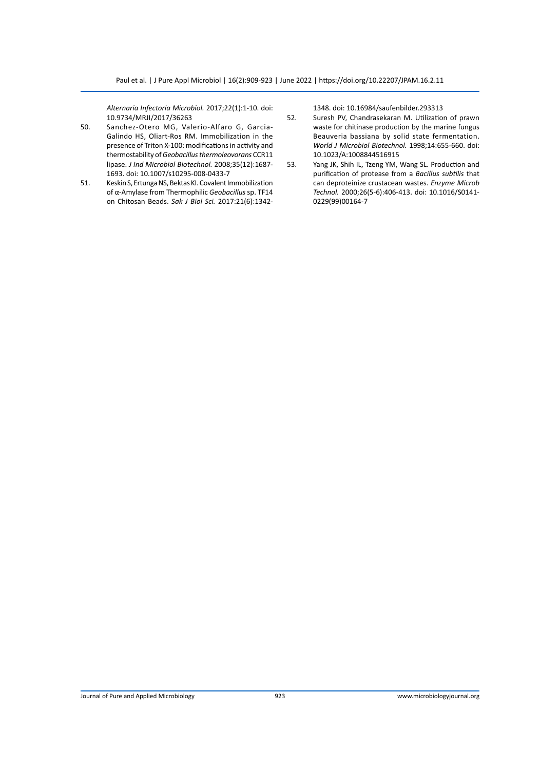*Alternaria Infectoria Microbiol.* 2017;22(1):1-10. doi: 10.9734/MRJI/2017/36263

50. Sanchez-Otero MG, Valerio-Alfaro G, Garcia-Galindo HS, Oliart-Ros RM. Immobilization in the presence of Triton X-100: modifications in activity and thermostability of *Geobacillus thermoleovorans* CCR11 lipase. *J Ind Microbiol Biotechnol.* 2008;35(12):1687-1693. doi: 10.1007/s10295-008-0433-7
51. Keskin S, Ertunga NS, Bektas KI. Covalent Immobilization of α-Amylase from Thermophilic *Geobacillus* sp. TF14 on Chitosan Beads. *Sak J Biol Sci.* 2017:21(6):1342-1348. doi: 10.16984/saufenbilder.293313
52. Suresh PV, Chandrasekaran M. Utilization of prawn waste for chitinase production by the marine fungus Beauveria bassiana by solid state fermentation. *World J Microbiol Biotechnol.* 1998;14:655-660. doi: 10.1023/A:1008844516915
53. Yang JK, Shih IL, Tzeng YM, Wang SL. Production and purification of protease from a *Bacillus subtilis* that can deproteinize crustacean wastes. *Enzyme Microb Technol.* 2000;26(5-6):406-413. doi: 10.1016/S0141-0229(99)00164-7